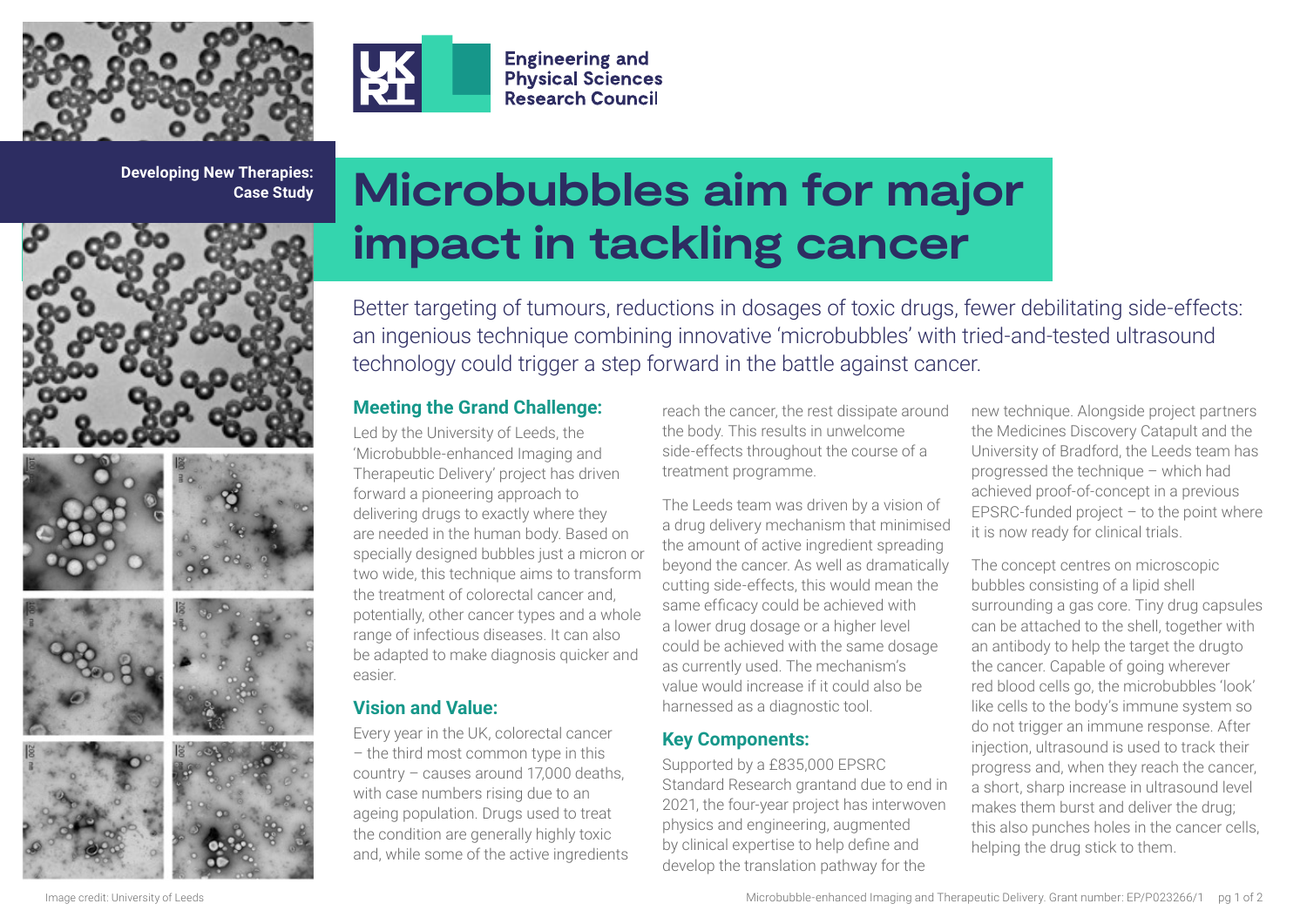Engineering and Physical Sciences Research Council

**Developing New Therapies: Case Study**

# Microbubbles aim for major impact in tackling cancer

Better targeting of tumours, reductions in dosages of toxic drugs, fewer debilitating side-effects: an ingenious technique combining innovative 'microbubbles' with tried-and-tested ultrasound technology could trigger a step forward in the battle against cancer.

## Meeting the Grand Challenge:

Led by the University of Leeds, the 'Microbubble-enhanced Imaging and Therapeutic Delivery' project has driven forward a pioneering approach to delivering drugs to exactly where they are needed in the human body. Based on specially designed bubbles just a micron or two wide, this technique aims to transform the treatment of colorectal cancer and, potentially, other cancer types and a whole range of infectious diseases. It can also be adapted to make diagnosis quicker and easier.

## Vision and Value:

Every year in the UK, colorectal cancer – the third most common type in this country – causes around 17,000 deaths, with case numbers rising due to an ageing population. Drugs used to treat the condition are generally highly toxic and, while some of the active ingredients reach the cancer, the rest dissipate around the body. This results in unwelcome side-effects throughout the course of a treatment programme.

The Leeds team was driven by a vision of a drug delivery mechanism that minimised the amount of active ingredient spreading beyond the cancer. As well as dramatically cutting side-effects, this would mean the same efficacy could be achieved with a lower drug dosage or a higher level could be achieved with the same dosage as currently used. The mechanism's value would increase if it could also be harnessed as a diagnostic tool.

## Key Components:

Supported by a £835,000 EPSRC Standard Research grantand due to end in 2021, the four-year project has interwoven physics and engineering, augmented by clinical expertise to help define and develop the translation pathway for the new technique. Alongside project partners the Medicines Discovery Catapult and the University of Bradford, the Leeds team has progressed the technique – which had achieved proof-of-concept in a previous EPSRC-funded project – to the point where it is now ready for clinical trials.

The concept centres on microscopic bubbles consisting of a lipid shell surrounding a gas core. Tiny drug capsules can be attached to the shell, together with an antibody to help the target the drugto the cancer. Capable of going wherever red blood cells go, the microbubbles 'look' like cells to the body's immune system so do not trigger an immune response. After injection, ultrasound is used to track their progress and, when they reach the cancer, a short, sharp increase in ultrasound level makes them burst and deliver the drug; this also punches holes in the cancer cells, helping the drug stick to them.

Image credit: University of Leeds

Microbubble-enhanced Imaging and Therapeutic Delivery. Grant number: EP/P023266/1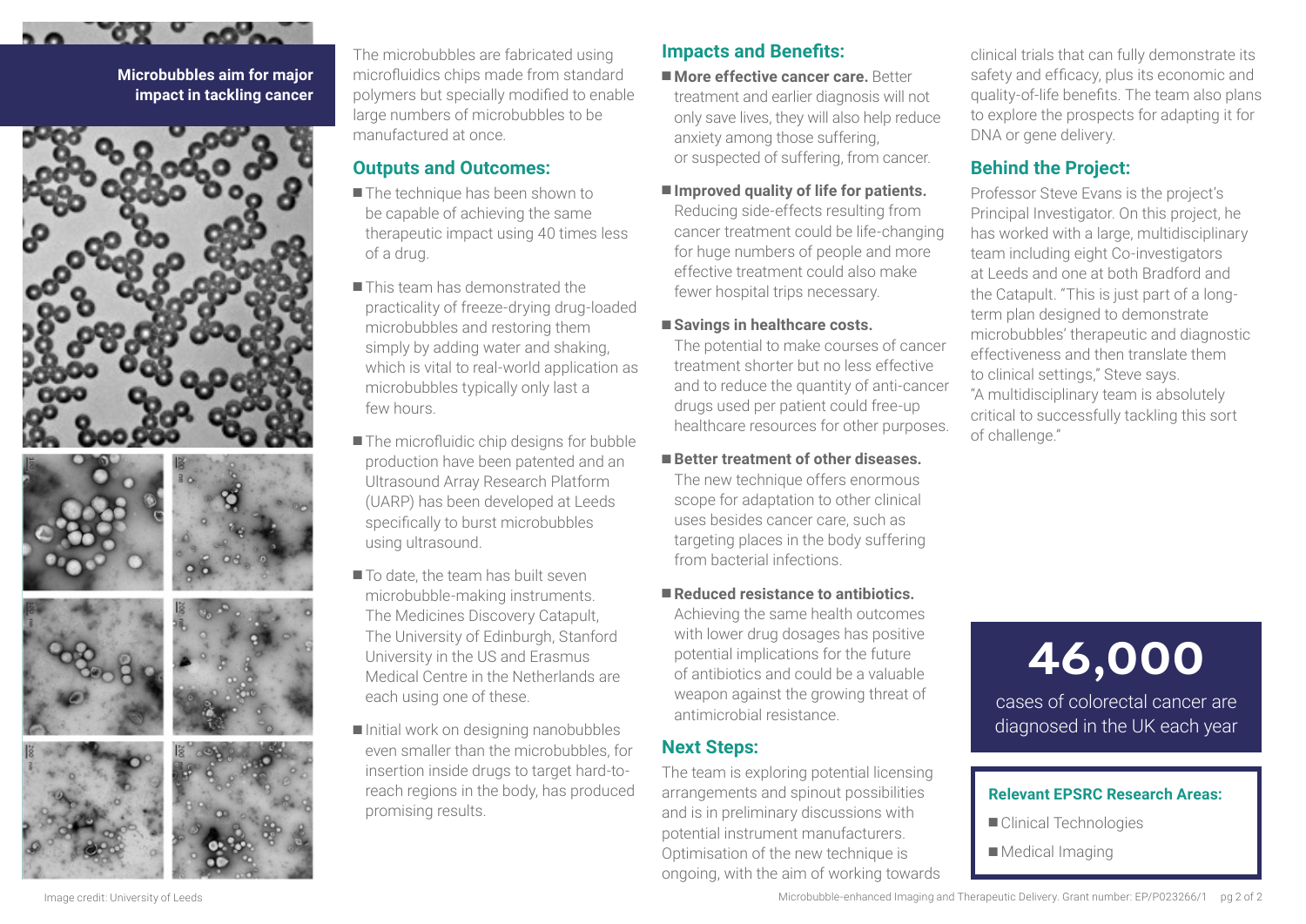**Microbubbles aim for major impact in tackling cancer**

The microbubbles are fabricated using microfluidics chips made from standard polymers but specially modified to enable large numbers of microbubbles to be manufactured at once.

## Outputs and Outcomes:

- The technique has been shown to be capable of achieving the same therapeutic impact using 40 times less of a drug.
- This team has demonstrated the practicality of freeze-drying drug-loaded microbubbles and restoring them simply by adding water and shaking, which is vital to real-world application as microbubbles typically only last a few hours.
- The microfluidic chip designs for bubble production have been patented and an Ultrasound Array Research Platform (UARP) has been developed at Leeds specifically to burst microbubbles using ultrasound.
- To date, the team has built seven microbubble-making instruments. The Medicines Discovery Catapult, The University of Edinburgh, Stanford University in the US and Erasmus Medical Centre in the Netherlands are each using one of these.
- Initial work on designing nanobubbles even smaller than the microbubbles, for insertion inside drugs to target hard-to-reach regions in the body, has produced promising results.

## Impacts and Benefits:

- **More effective cancer care.** Better treatment and earlier diagnosis will not only save lives, they will also help reduce anxiety among those suffering, or suspected of suffering, from cancer.
- **Improved quality of life for patients.** Reducing side-effects resulting from cancer treatment could be life-changing for huge numbers of people and more effective treatment could also make fewer hospital trips necessary.
- **Savings in healthcare costs.** The potential to make courses of cancer treatment shorter but no less effective and to reduce the quantity of anti-cancer drugs used per patient could free-up healthcare resources for other purposes.
- **Better treatment of other diseases.** The new technique offers enormous scope for adaptation to other clinical uses besides cancer care, such as targeting places in the body suffering from bacterial infections.
- **Reduced resistance to antibiotics.** Achieving the same health outcomes with lower drug dosages has positive potential implications for the future of antibiotics and could be a valuable weapon against the growing threat of antimicrobial resistance.

## Next Steps:

The team is exploring potential licensing arrangements and spinout possibilities and is in preliminary discussions with potential instrument manufacturers. Optimisation of the new technique is ongoing, with the aim of working towards clinical trials that can fully demonstrate its safety and efficacy, plus its economic and quality-of-life benefits. The team also plans to explore the prospects for adapting it for DNA or gene delivery.

## Behind the Project:

Professor Steve Evans is the project's Principal Investigator. On this project, he has worked with a large, multidisciplinary team including eight Co-investigators at Leeds and one at both Bradford and the Catapult. "This is just part of a long-term plan designed to demonstrate microbubbles' therapeutic and diagnostic effectiveness and then translate them to clinical settings," Steve says. "A multidisciplinary team is absolutely critical to successfully tackling this sort of challenge."

**46,000**

cases of colorectal cancer are diagnosed in the UK each year

**Relevant EPSRC Research Areas:**

- Clinical Technologies
- Medical Imaging

Image credit: University of Leeds

Microbubble-enhanced Imaging and Therapeutic Delivery. Grant number: EP/P023266/1